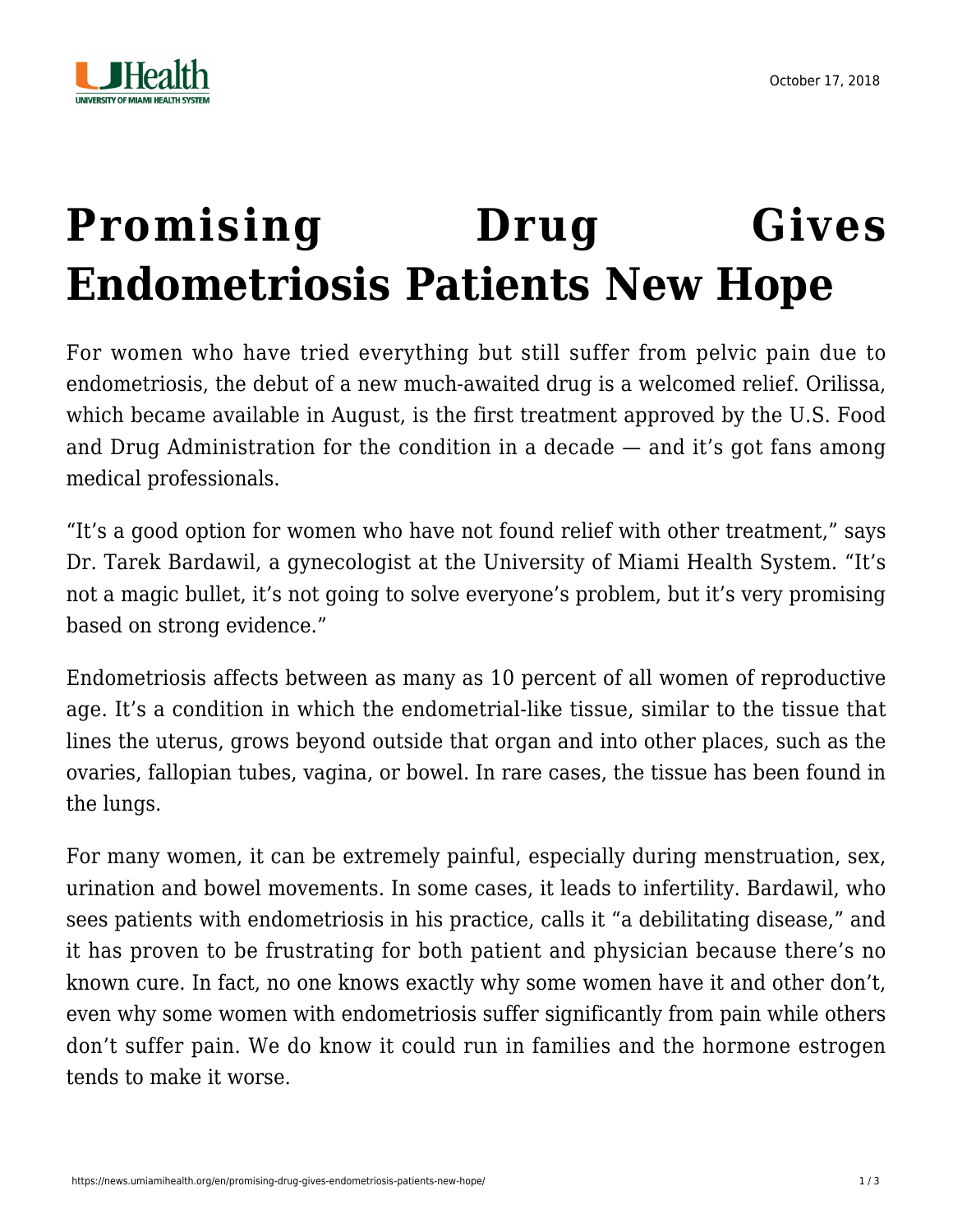# Promising Drug Gives Endometriosis Patients New Hope

For women who have tried everything but still suffer from pelvic pain due to endometriosis, the debut of a new much-awaited drug is a welcomed relief. Orilissa, which became available in August, is the first treatment approved by the U.S. Food and Drug Administration for the condition in a decade — and it's got fans among medical professionals.

"It's a good option for women who have not found relief with other treatment," says Dr. Tarek Bardawil, a gynecologist at the University of Miami Health System. "It's not a magic bullet, it's not going to solve everyone's problem, but it's very promising based on strong evidence."

Endometriosis affects between as many as 10 percent of all women of reproductive age. It's a condition in which the endometrial-like tissue, similar to the tissue that lines the uterus, grows beyond outside that organ and into other places, such as the ovaries, fallopian tubes, vagina, or bowel. In rare cases, the tissue has been found in the lungs.

For many women, it can be extremely painful, especially during menstruation, sex, urination and bowel movements. In some cases, it leads to infertility. Bardawil, who sees patients with endometriosis in his practice, calls it "a debilitating disease," and it has proven to be frustrating for both patient and physician because there's no known cure. In fact, no one knows exactly why some women have it and other don't, even why some women with endometriosis suffer significantly from pain while others don't suffer pain. We do know it could run in families and the hormone estrogen tends to make it worse.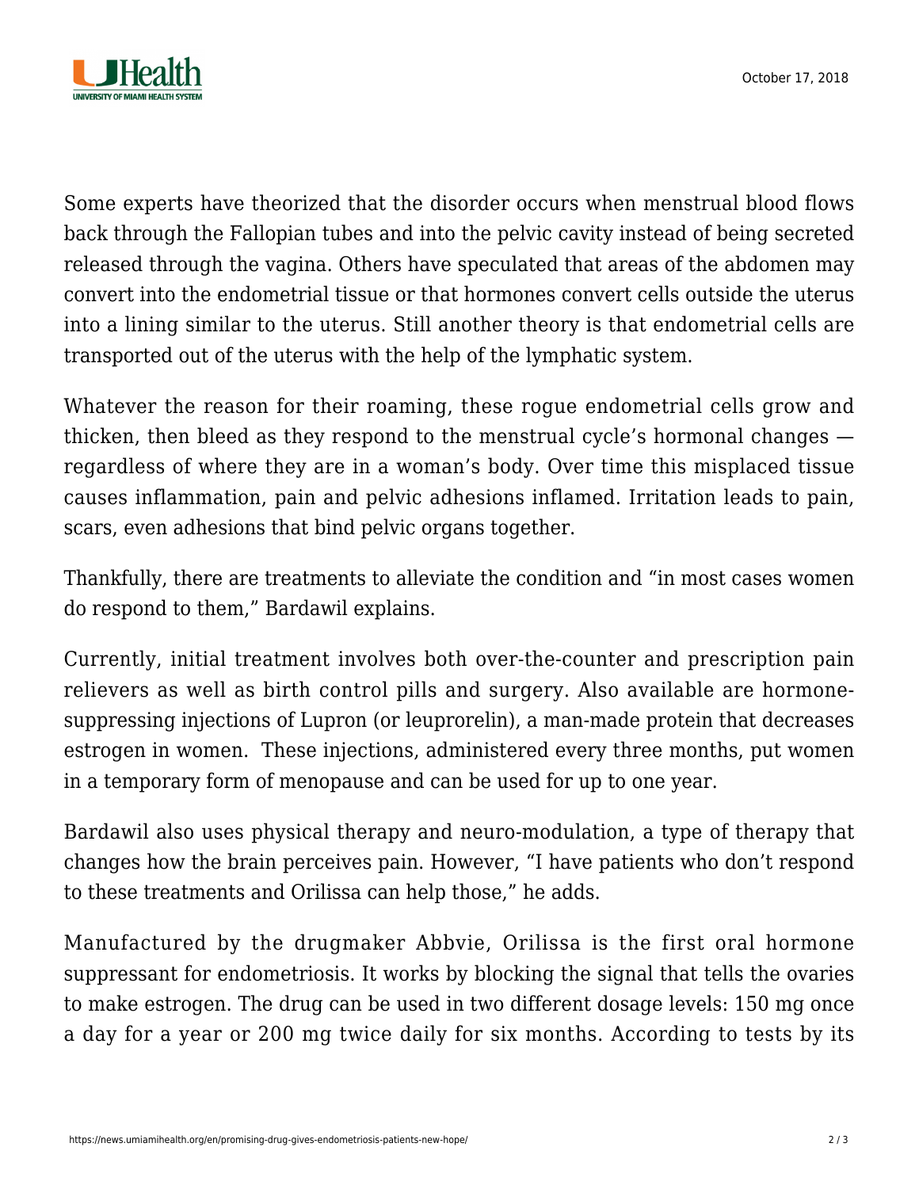Some experts have theorized that the disorder occurs when menstrual blood flows back through the Fallopian tubes and into the pelvic cavity instead of being secreted released through the vagina. Others have speculated that areas of the abdomen may convert into the endometrial tissue or that hormones convert cells outside the uterus into a lining similar to the uterus. Still another theory is that endometrial cells are transported out of the uterus with the help of the lymphatic system.

Whatever the reason for their roaming, these rogue endometrial cells grow and thicken, then bleed as they respond to the menstrual cycle's hormonal changes — regardless of where they are in a woman's body. Over time this misplaced tissue causes inflammation, pain and pelvic adhesions inflamed. Irritation leads to pain, scars, even adhesions that bind pelvic organs together.

Thankfully, there are treatments to alleviate the condition and "in most cases women do respond to them," Bardawil explains.

Currently, initial treatment involves both over-the-counter and prescription pain relievers as well as birth control pills and surgery. Also available are hormone-suppressing injections of Lupron (or leuprorelin), a man-made protein that decreases estrogen in women.  These injections, administered every three months, put women in a temporary form of menopause and can be used for up to one year.

Bardawil also uses physical therapy and neuro-modulation, a type of therapy that changes how the brain perceives pain. However, "I have patients who don't respond to these treatments and Orilissa can help those," he adds.

Manufactured by the drugmaker Abbvie, Orilissa is the first oral hormone suppressant for endometriosis. It works by blocking the signal that tells the ovaries to make estrogen. The drug can be used in two different dosage levels: 150 mg once a day for a year or 200 mg twice daily for six months. According to tests by its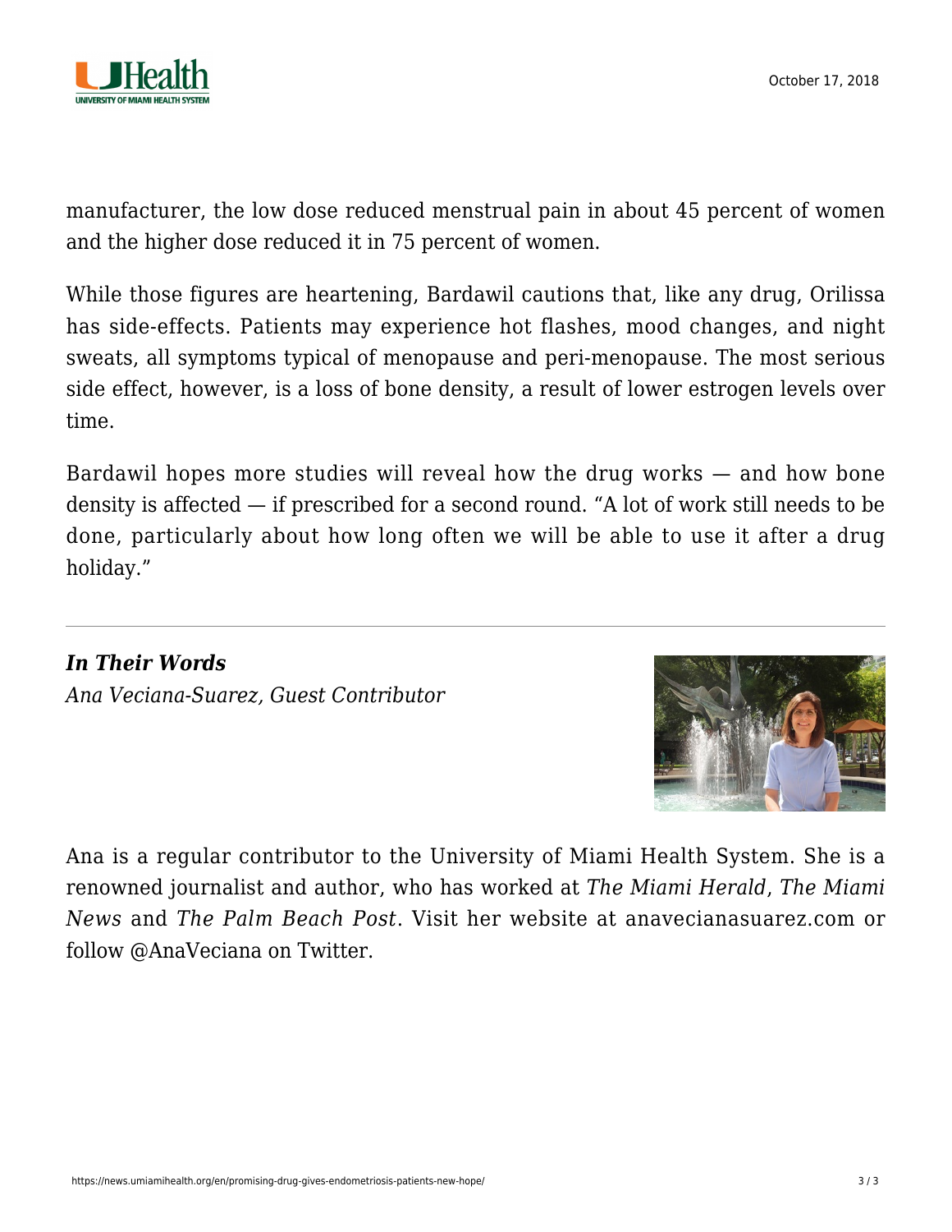manufacturer, the low dose reduced menstrual pain in about 45 percent of women and the higher dose reduced it in 75 percent of women.

While those figures are heartening, Bardawil cautions that, like any drug, Orilissa has side-effects. Patients may experience hot flashes, mood changes, and night sweats, all symptoms typical of menopause and peri-menopause. The most serious side effect, however, is a loss of bone density, a result of lower estrogen levels over time.

Bardawil hopes more studies will reveal how the drug works — and how bone density is affected — if prescribed for a second round. "A lot of work still needs to be done, particularly about how long often we will be able to use it after a drug holiday."

---

***In Their Words***
*Ana Veciana-Suarez, Guest Contributor*

Ana is a regular contributor to the University of Miami Health System. She is a renowned journalist and author, who has worked at *The Miami Herald*, *The Miami News* and *The Palm Beach Post*. Visit her website at anavecianasuarez.com or follow @AnaVeciana on Twitter.